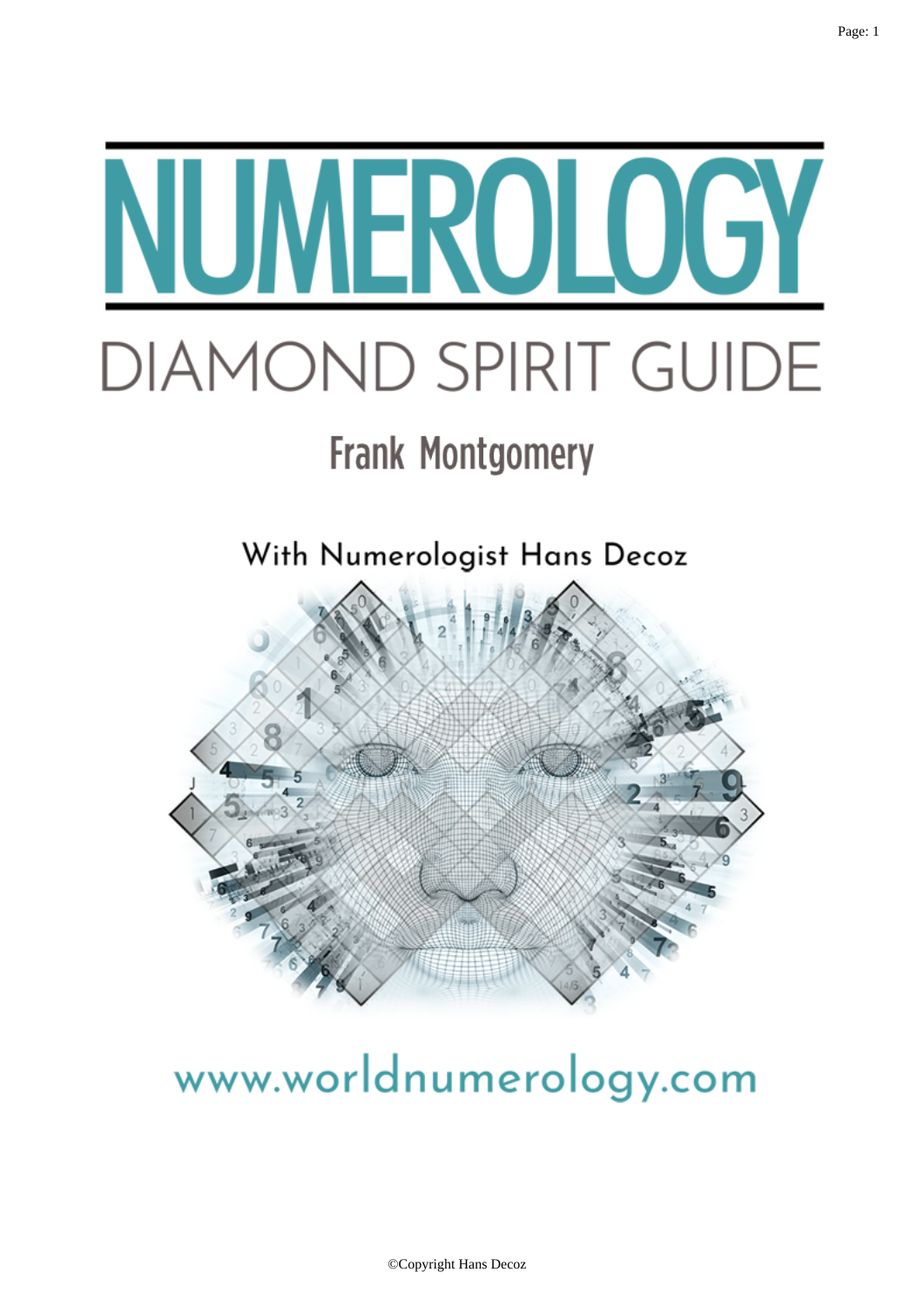# NUMEROLOGY

## DIAMOND SPIRIT GUIDE

### Frank Montgomery

With Numerologist Hans Decoz

www.worldnumerology.com

©Copyright Hans Decoz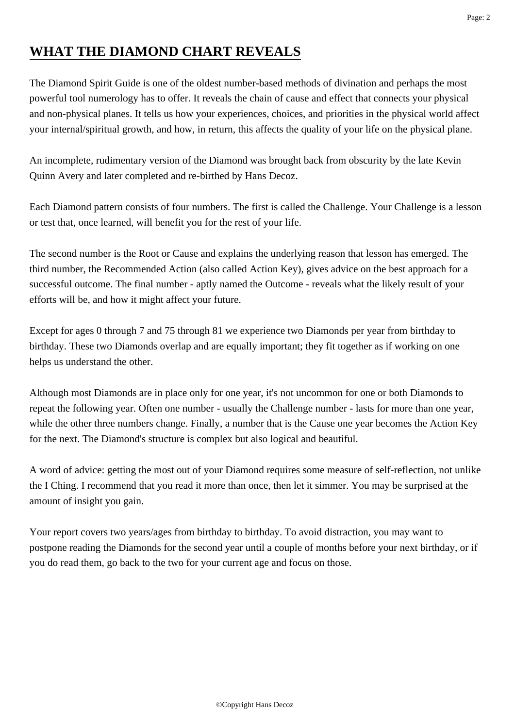## WHAT THE DIAMOND CHART REVEALS

The Diamond Spirit Guide is one of the oldest number-based methods of divination and perhaps the most powerful tool numerology has to offer. It reveals the chain of cause and effect that connects your physical and non-physical planes. It tells us how your experiences, choices, and priorities in the physical world affect your internal/spiritual growth, and how, in return, this affects the quality of your life on the physical plane.

An incomplete, rudimentary version of the Diamond was brought back from obscurity by the late Kevin Quinn Avery and later completed and re-birthed by Hans Decoz.

Each Diamond pattern consists of four numbers. The first is called the Challenge. Your Challenge is a lesson or test that, once learned, will benefit you for the rest of your life.

The second number is the Root or Cause and explains the underlying reason that lesson has emerged. The third number, the Recommended Action (also called Action Key), gives advice on the best approach for a successful outcome. The final number - aptly named the Outcome - reveals what the likely result of your efforts will be, and how it might affect your future.

Except for ages 0 through 7 and 75 through 81 we experience two Diamonds per year from birthday to birthday. These two Diamonds overlap and are equally important; they fit together as if working on one helps us understand the other.

Although most Diamonds are in place only for one year, it's not uncommon for one or both Diamonds to repeat the following year. Often one number - usually the Challenge number - lasts for more than one year, while the other three numbers change. Finally, a number that is the Cause one year becomes the Action Key for the next. The Diamond's structure is complex but also logical and beautiful.

A word of advice: getting the most out of your Diamond requires some measure of self-reflection, not unlike the I Ching. I recommend that you read it more than once, then let it simmer. You may be surprised at the amount of insight you gain.

Your report covers two years/ages from birthday to birthday. To avoid distraction, you may want to postpone reading the Diamonds for the second year until a couple of months before your next birthday, or if you do read them, go back to the two for your current age and focus on those.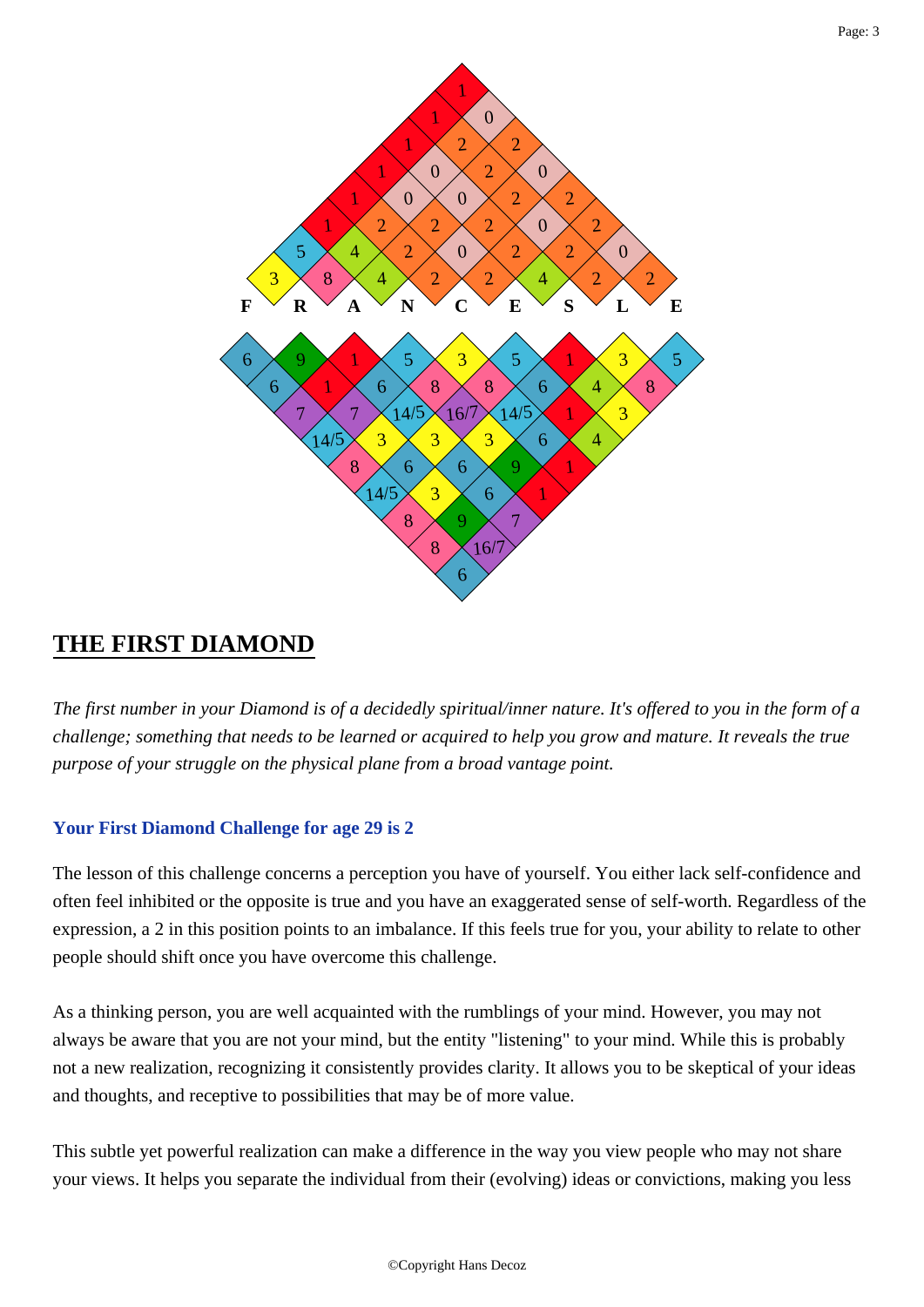## THE FIRST DIAMOND

*The first number in your Diamond is of a decidedly spiritual/inner nature. It's offered to you in the form of a challenge; something that needs to be learned or acquired to help you grow and mature. It reveals the true purpose of your struggle on the physical plane from a broad vantage point.*

### Your First Diamond Challenge for age 29 is 2

The lesson of this challenge concerns a perception you have of yourself. You either lack self-confidence and often feel inhibited or the opposite is true and you have an exaggerated sense of self-worth. Regardless of the expression, a 2 in this position points to an imbalance. If this feels true for you, your ability to relate to other people should shift once you have overcome this challenge.

As a thinking person, you are well acquainted with the rumblings of your mind. However, you may not always be aware that you are not your mind, but the entity "listening" to your mind. While this is probably not a new realization, recognizing it consistently provides clarity. It allows you to be skeptical of your ideas and thoughts, and receptive to possibilities that may be of more value.

This subtle yet powerful realization can make a difference in the way you view people who may not share your views. It helps you separate the individual from their (evolving) ideas or convictions, making you less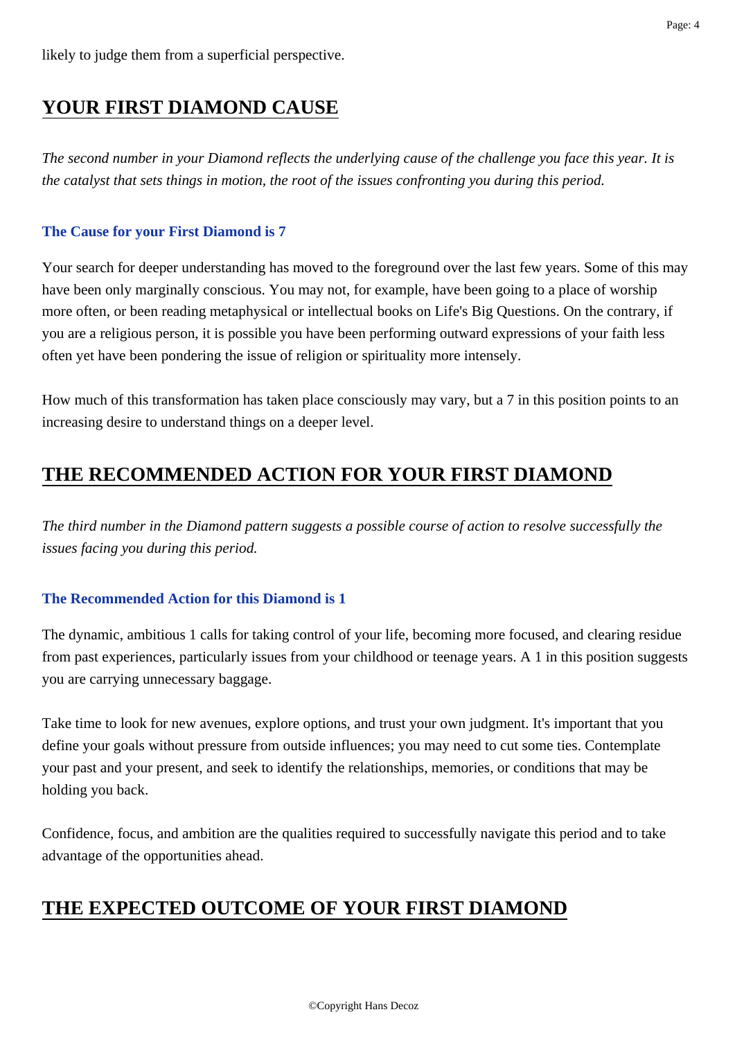likely to judge them from a superficial perspective.

## YOUR FIRST DIAMOND CAUSE

*The second number in your Diamond reflects the underlying cause of the challenge you face this year. It is the catalyst that sets things in motion, the root of the issues confronting you during this period.*

### The Cause for your First Diamond is 7

Your search for deeper understanding has moved to the foreground over the last few years. Some of this may have been only marginally conscious. You may not, for example, have been going to a place of worship more often, or been reading metaphysical or intellectual books on Life's Big Questions. On the contrary, if you are a religious person, it is possible you have been performing outward expressions of your faith less often yet have been pondering the issue of religion or spirituality more intensely.

How much of this transformation has taken place consciously may vary, but a 7 in this position points to an increasing desire to understand things on a deeper level.

## THE RECOMMENDED ACTION FOR YOUR FIRST DIAMOND

*The third number in the Diamond pattern suggests a possible course of action to resolve successfully the issues facing you during this period.*

### The Recommended Action for this Diamond is 1

The dynamic, ambitious 1 calls for taking control of your life, becoming more focused, and clearing residue from past experiences, particularly issues from your childhood or teenage years. A 1 in this position suggests you are carrying unnecessary baggage.

Take time to look for new avenues, explore options, and trust your own judgment. It's important that you define your goals without pressure from outside influences; you may need to cut some ties. Contemplate your past and your present, and seek to identify the relationships, memories, or conditions that may be holding you back.

Confidence, focus, and ambition are the qualities required to successfully navigate this period and to take advantage of the opportunities ahead.

## THE EXPECTED OUTCOME OF YOUR FIRST DIAMOND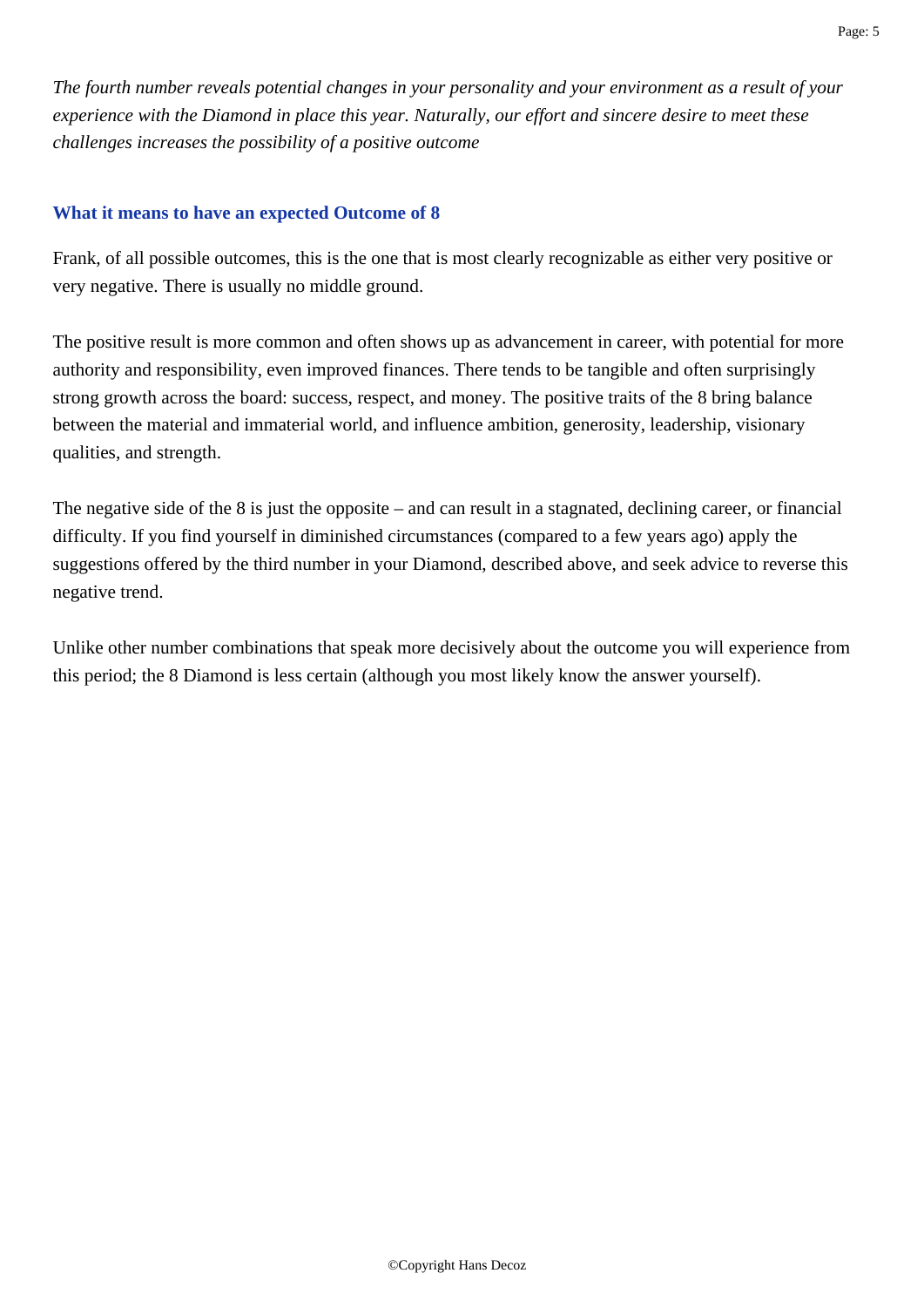*The fourth number reveals potential changes in your personality and your environment as a result of your experience with the Diamond in place this year. Naturally, our effort and sincere desire to meet these challenges increases the possibility of a positive outcome*

### What it means to have an expected Outcome of 8

Frank, of all possible outcomes, this is the one that is most clearly recognizable as either very positive or very negative. There is usually no middle ground.

The positive result is more common and often shows up as advancement in career, with potential for more authority and responsibility, even improved finances. There tends to be tangible and often surprisingly strong growth across the board: success, respect, and money. The positive traits of the 8 bring balance between the material and immaterial world, and influence ambition, generosity, leadership, visionary qualities, and strength.

The negative side of the 8 is just the opposite – and can result in a stagnated, declining career, or financial difficulty. If you find yourself in diminished circumstances (compared to a few years ago) apply the suggestions offered by the third number in your Diamond, described above, and seek advice to reverse this negative trend.

Unlike other number combinations that speak more decisively about the outcome you will experience from this period; the 8 Diamond is less certain (although you most likely know the answer yourself).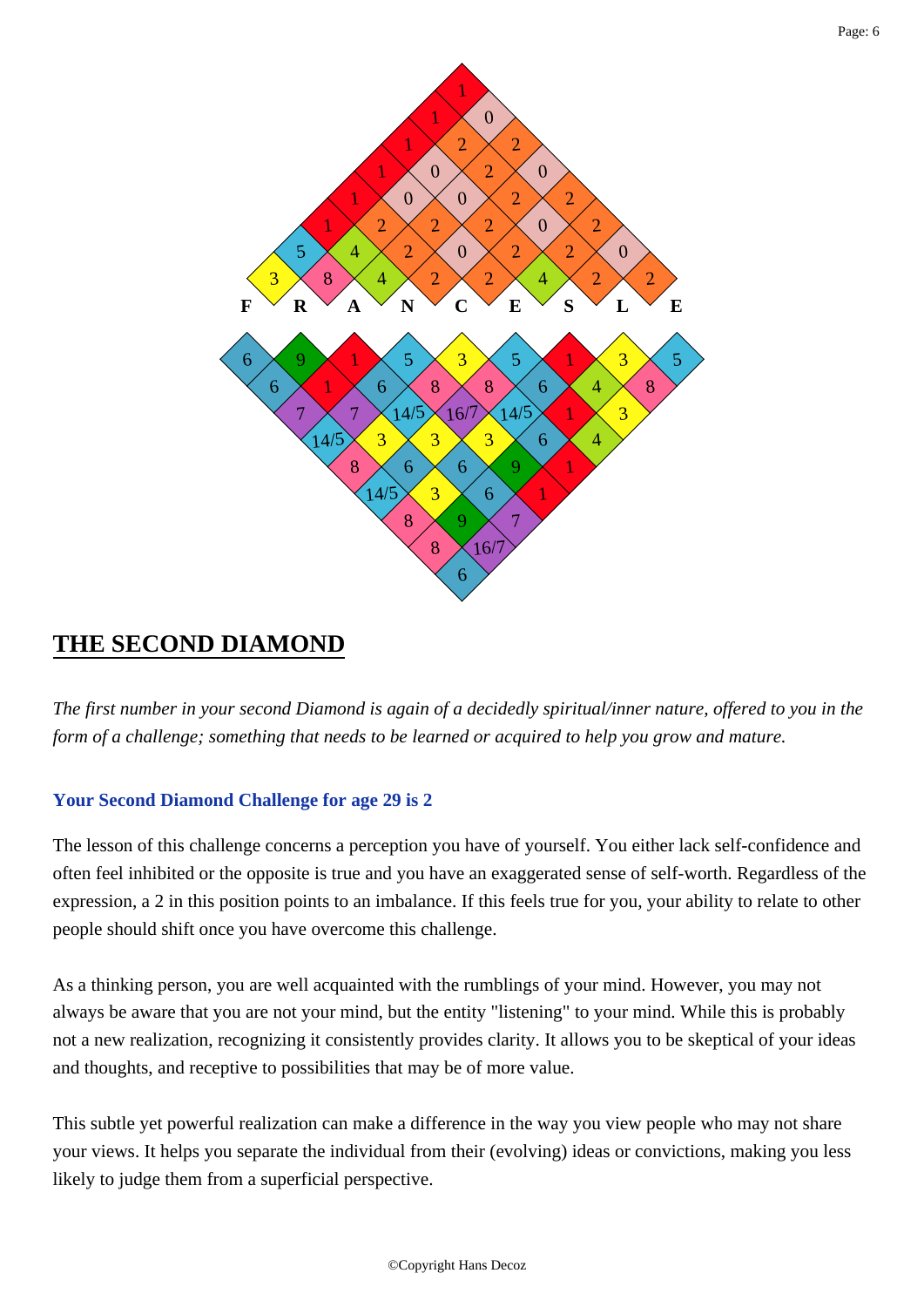F R A N C E S L E

## THE SECOND DIAMOND

*The first number in your second Diamond is again of a decidedly spiritual/inner nature, offered to you in the form of a challenge; something that needs to be learned or acquired to help you grow and mature.*

### Your Second Diamond Challenge for age 29 is 2

The lesson of this challenge concerns a perception you have of yourself. You either lack self-confidence and often feel inhibited or the opposite is true and you have an exaggerated sense of self-worth. Regardless of the expression, a 2 in this position points to an imbalance. If this feels true for you, your ability to relate to other people should shift once you have overcome this challenge.

As a thinking person, you are well acquainted with the rumblings of your mind. However, you may not always be aware that you are not your mind, but the entity "listening" to your mind. While this is probably not a new realization, recognizing it consistently provides clarity. It allows you to be skeptical of your ideas and thoughts, and receptive to possibilities that may be of more value.

This subtle yet powerful realization can make a difference in the way you view people who may not share your views. It helps you separate the individual from their (evolving) ideas or convictions, making you less likely to judge them from a superficial perspective.

©Copyright Hans Decoz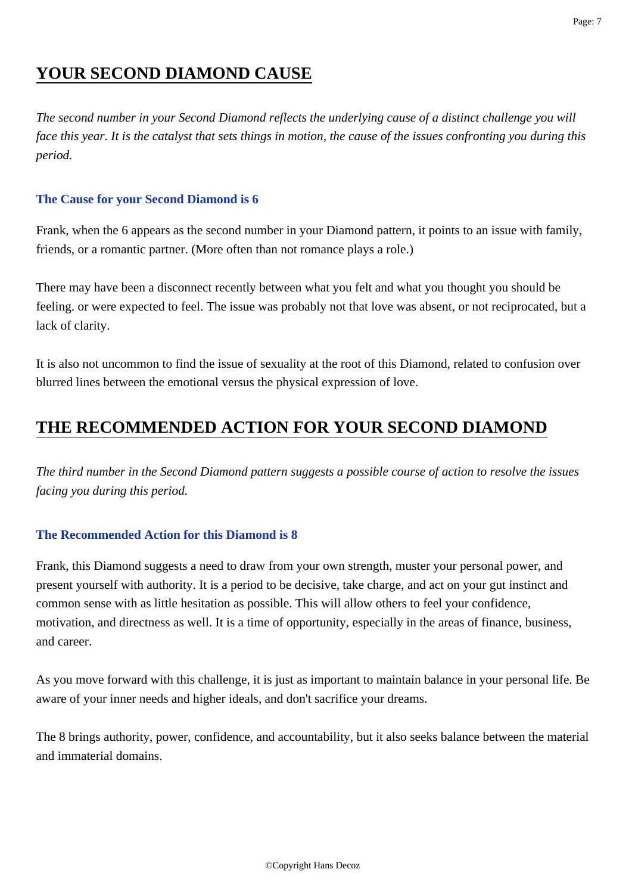## YOUR SECOND DIAMOND CAUSE

*The second number in your Second Diamond reflects the underlying cause of a distinct challenge you will face this year. It is the catalyst that sets things in motion, the cause of the issues confronting you during this period.*

### The Cause for your Second Diamond is 6

Frank, when the 6 appears as the second number in your Diamond pattern, it points to an issue with family, friends, or a romantic partner. (More often than not romance plays a role.)

There may have been a disconnect recently between what you felt and what you thought you should be feeling. or were expected to feel. The issue was probably not that love was absent, or not reciprocated, but a lack of clarity.

It is also not uncommon to find the issue of sexuality at the root of this Diamond, related to confusion over blurred lines between the emotional versus the physical expression of love.

## THE RECOMMENDED ACTION FOR YOUR SECOND DIAMOND

*The third number in the Second Diamond pattern suggests a possible course of action to resolve the issues facing you during this period.*

### The Recommended Action for this Diamond is 8

Frank, this Diamond suggests a need to draw from your own strength, muster your personal power, and present yourself with authority. It is a period to be decisive, take charge, and act on your gut instinct and common sense with as little hesitation as possible. This will allow others to feel your confidence, motivation, and directness as well. It is a time of opportunity, especially in the areas of finance, business, and career.

As you move forward with this challenge, it is just as important to maintain balance in your personal life. Be aware of your inner needs and higher ideals, and don't sacrifice your dreams.

The 8 brings authority, power, confidence, and accountability, but it also seeks balance between the material and immaterial domains.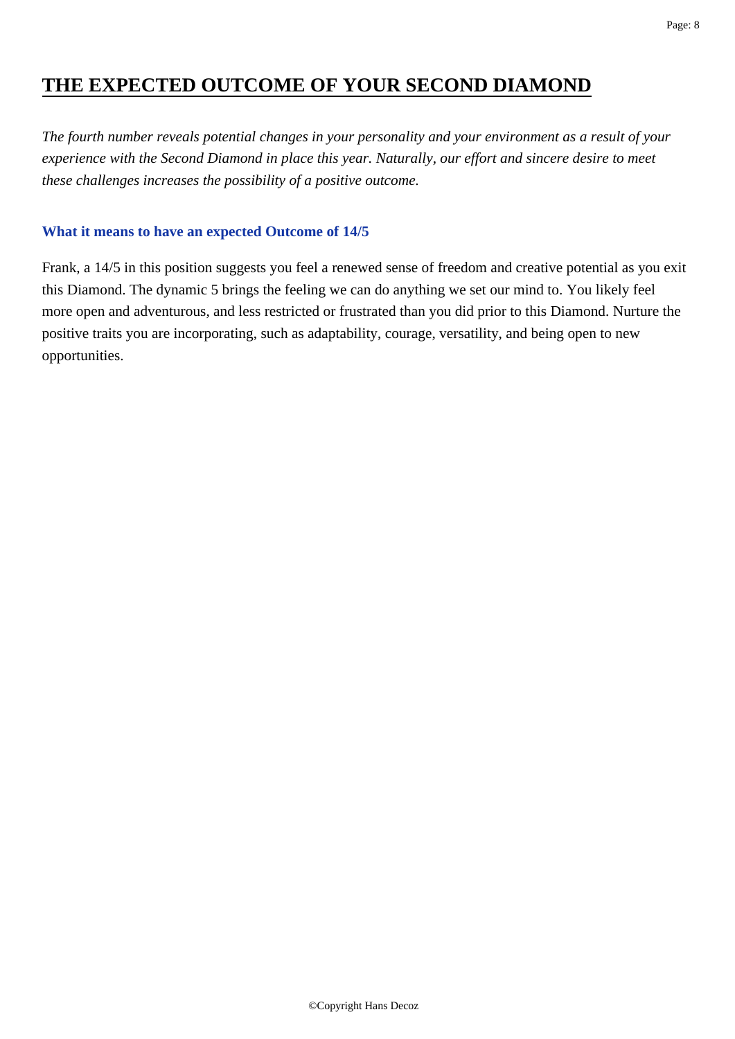## THE EXPECTED OUTCOME OF YOUR SECOND DIAMOND

*The fourth number reveals potential changes in your personality and your environment as a result of your experience with the Second Diamond in place this year. Naturally, our effort and sincere desire to meet these challenges increases the possibility of a positive outcome.*

### What it means to have an expected Outcome of 14/5

Frank, a 14/5 in this position suggests you feel a renewed sense of freedom and creative potential as you exit this Diamond. The dynamic 5 brings the feeling we can do anything we set our mind to. You likely feel more open and adventurous, and less restricted or frustrated than you did prior to this Diamond. Nurture the positive traits you are incorporating, such as adaptability, courage, versatility, and being open to new opportunities.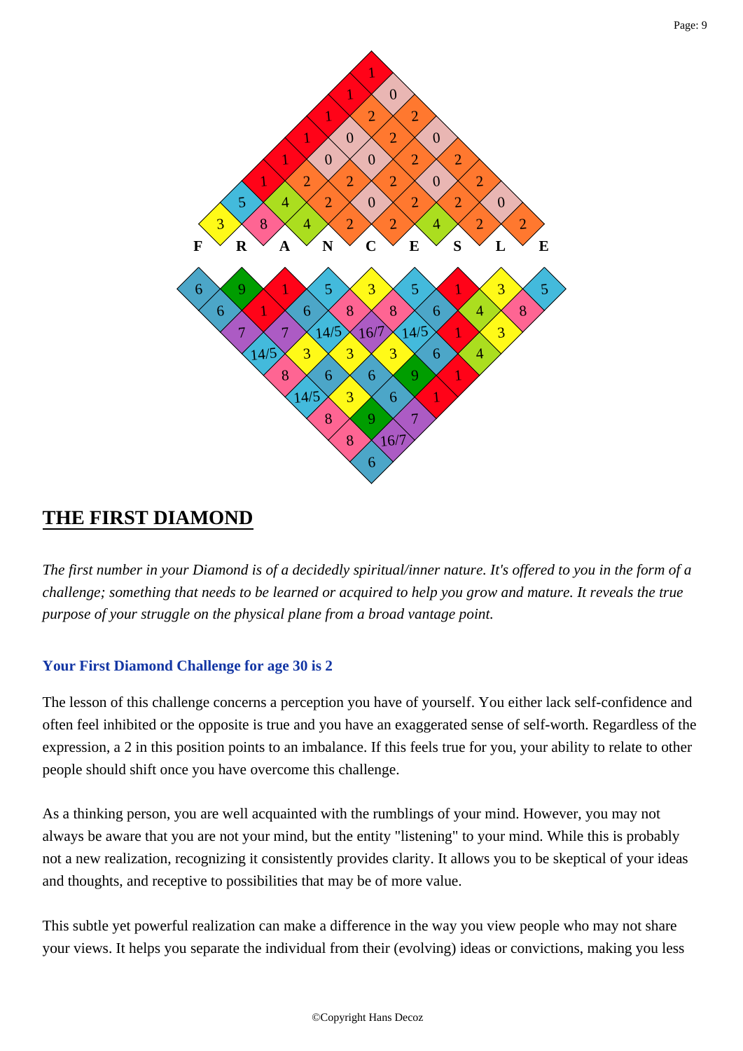## THE FIRST DIAMOND

*The first number in your Diamond is of a decidedly spiritual/inner nature. It's offered to you in the form of a challenge; something that needs to be learned or acquired to help you grow and mature. It reveals the true purpose of your struggle on the physical plane from a broad vantage point.*

### Your First Diamond Challenge for age 30 is 2

The lesson of this challenge concerns a perception you have of yourself. You either lack self-confidence and often feel inhibited or the opposite is true and you have an exaggerated sense of self-worth. Regardless of the expression, a 2 in this position points to an imbalance. If this feels true for you, your ability to relate to other people should shift once you have overcome this challenge.

As a thinking person, you are well acquainted with the rumblings of your mind. However, you may not always be aware that you are not your mind, but the entity "listening" to your mind. While this is probably not a new realization, recognizing it consistently provides clarity. It allows you to be skeptical of your ideas and thoughts, and receptive to possibilities that may be of more value.

This subtle yet powerful realization can make a difference in the way you view people who may not share your views. It helps you separate the individual from their (evolving) ideas or convictions, making you less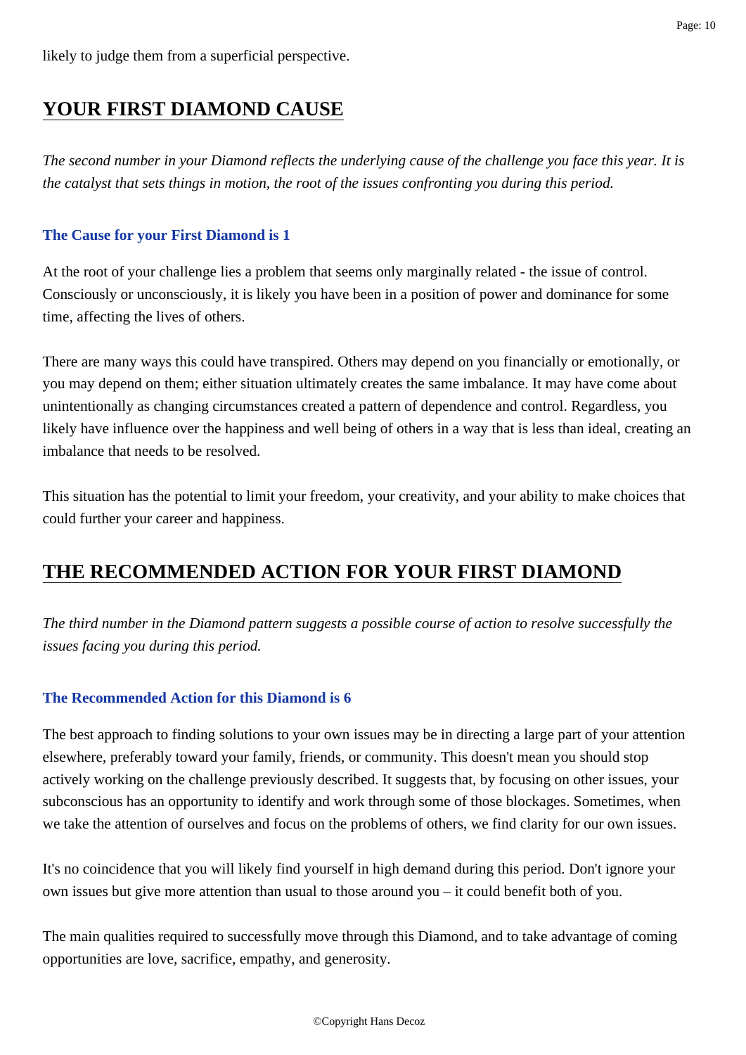likely to judge them from a superficial perspective.

## YOUR FIRST DIAMOND CAUSE

*The second number in your Diamond reflects the underlying cause of the challenge you face this year. It is the catalyst that sets things in motion, the root of the issues confronting you during this period.*

### The Cause for your First Diamond is 1

At the root of your challenge lies a problem that seems only marginally related - the issue of control. Consciously or unconsciously, it is likely you have been in a position of power and dominance for some time, affecting the lives of others.

There are many ways this could have transpired. Others may depend on you financially or emotionally, or you may depend on them; either situation ultimately creates the same imbalance. It may have come about unintentionally as changing circumstances created a pattern of dependence and control. Regardless, you likely have influence over the happiness and well being of others in a way that is less than ideal, creating an imbalance that needs to be resolved.

This situation has the potential to limit your freedom, your creativity, and your ability to make choices that could further your career and happiness.

## THE RECOMMENDED ACTION FOR YOUR FIRST DIAMOND

*The third number in the Diamond pattern suggests a possible course of action to resolve successfully the issues facing you during this period.*

### The Recommended Action for this Diamond is 6

The best approach to finding solutions to your own issues may be in directing a large part of your attention elsewhere, preferably toward your family, friends, or community. This doesn't mean you should stop actively working on the challenge previously described. It suggests that, by focusing on other issues, your subconscious has an opportunity to identify and work through some of those blockages. Sometimes, when we take the attention of ourselves and focus on the problems of others, we find clarity for our own issues.

It's no coincidence that you will likely find yourself in high demand during this period. Don't ignore your own issues but give more attention than usual to those around you – it could benefit both of you.

The main qualities required to successfully move through this Diamond, and to take advantage of coming opportunities are love, sacrifice, empathy, and generosity.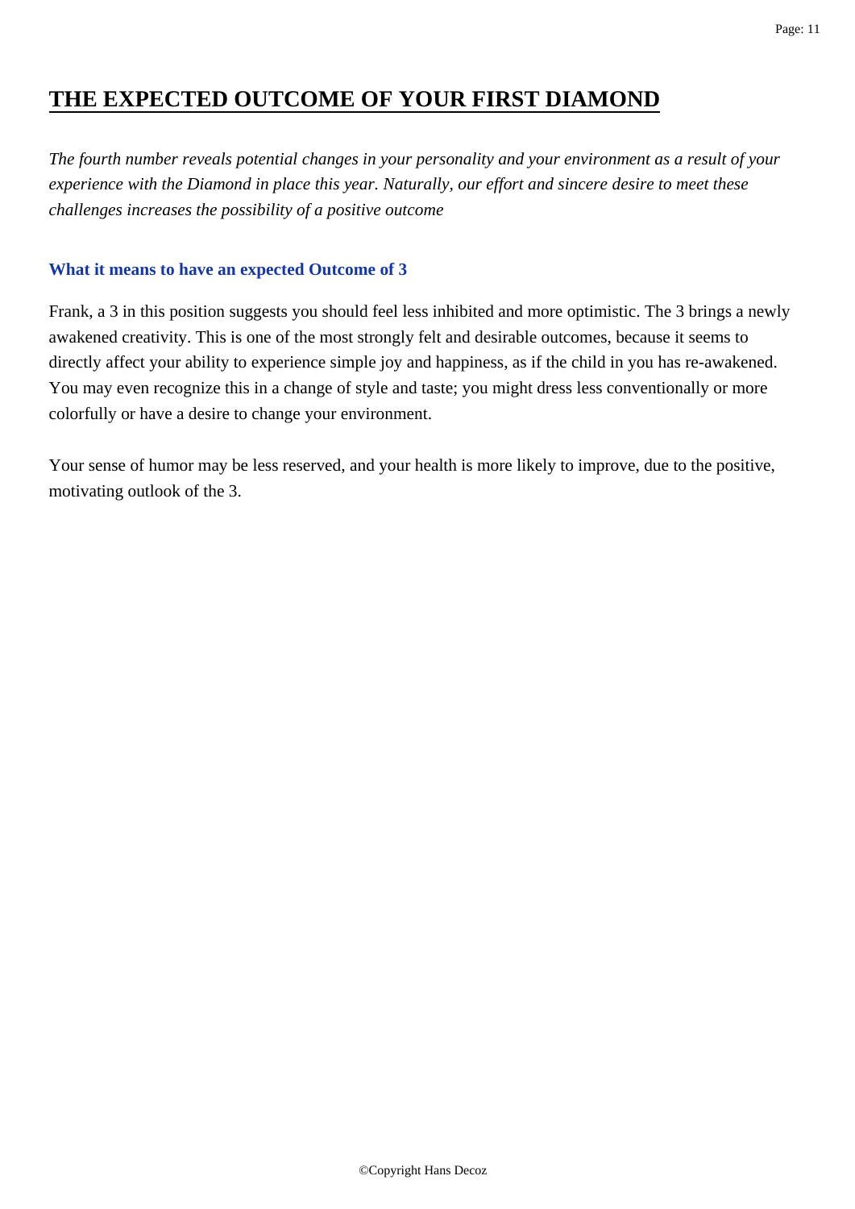# THE EXPECTED OUTCOME OF YOUR FIRST DIAMOND

*The fourth number reveals potential changes in your personality and your environment as a result of your experience with the Diamond in place this year. Naturally, our effort and sincere desire to meet these challenges increases the possibility of a positive outcome*

### What it means to have an expected Outcome of 3

Frank, a 3 in this position suggests you should feel less inhibited and more optimistic. The 3 brings a newly awakened creativity. This is one of the most strongly felt and desirable outcomes, because it seems to directly affect your ability to experience simple joy and happiness, as if the child in you has re-awakened. You may even recognize this in a change of style and taste; you might dress less conventionally or more colorfully or have a desire to change your environment.

Your sense of humor may be less reserved, and your health is more likely to improve, due to the positive, motivating outlook of the 3.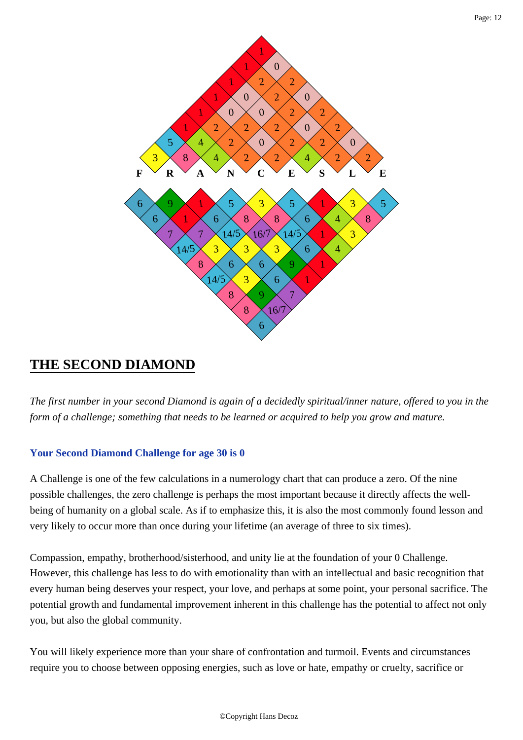## THE SECOND DIAMOND

*The first number in your second Diamond is again of a decidedly spiritual/inner nature, offered to you in the form of a challenge; something that needs to be learned or acquired to help you grow and mature.*

### Your Second Diamond Challenge for age 30 is 0

A Challenge is one of the few calculations in a numerology chart that can produce a zero. Of the nine possible challenges, the zero challenge is perhaps the most important because it directly affects the well-being of humanity on a global scale. As if to emphasize this, it is also the most commonly found lesson and very likely to occur more than once during your lifetime (an average of three to six times).

Compassion, empathy, brotherhood/sisterhood, and unity lie at the foundation of your 0 Challenge. However, this challenge has less to do with emotionality than with an intellectual and basic recognition that every human being deserves your respect, your love, and perhaps at some point, your personal sacrifice. The potential growth and fundamental improvement inherent in this challenge has the potential to affect not only you, but also the global community.

You will likely experience more than your share of confrontation and turmoil. Events and circumstances require you to choose between opposing energies, such as love or hate, empathy or cruelty, sacrifice or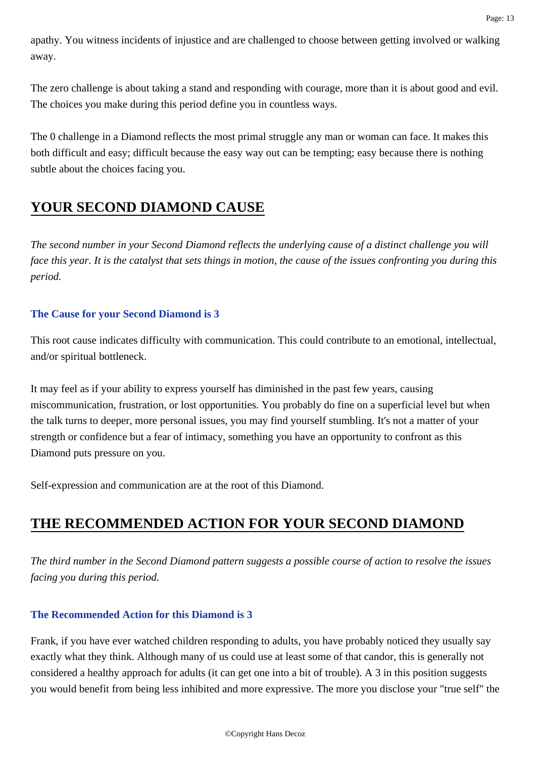apathy. You witness incidents of injustice and are challenged to choose between getting involved or walking away.

The zero challenge is about taking a stand and responding with courage, more than it is about good and evil. The choices you make during this period define you in countless ways.

The 0 challenge in a Diamond reflects the most primal struggle any man or woman can face. It makes this both difficult and easy; difficult because the easy way out can be tempting; easy because there is nothing subtle about the choices facing you.

## YOUR SECOND DIAMOND CAUSE

*The second number in your Second Diamond reflects the underlying cause of a distinct challenge you will face this year. It is the catalyst that sets things in motion, the cause of the issues confronting you during this period.*

### The Cause for your Second Diamond is 3

This root cause indicates difficulty with communication. This could contribute to an emotional, intellectual, and/or spiritual bottleneck.

It may feel as if your ability to express yourself has diminished in the past few years, causing miscommunication, frustration, or lost opportunities. You probably do fine on a superficial level but when the talk turns to deeper, more personal issues, you may find yourself stumbling. It's not a matter of your strength or confidence but a fear of intimacy, something you have an opportunity to confront as this Diamond puts pressure on you.

Self-expression and communication are at the root of this Diamond.

## THE RECOMMENDED ACTION FOR YOUR SECOND DIAMOND

*The third number in the Second Diamond pattern suggests a possible course of action to resolve the issues facing you during this period.*

### The Recommended Action for this Diamond is 3

Frank, if you have ever watched children responding to adults, you have probably noticed they usually say exactly what they think. Although many of us could use at least some of that candor, this is generally not considered a healthy approach for adults (it can get one into a bit of trouble). A 3 in this position suggests you would benefit from being less inhibited and more expressive. The more you disclose your "true self" the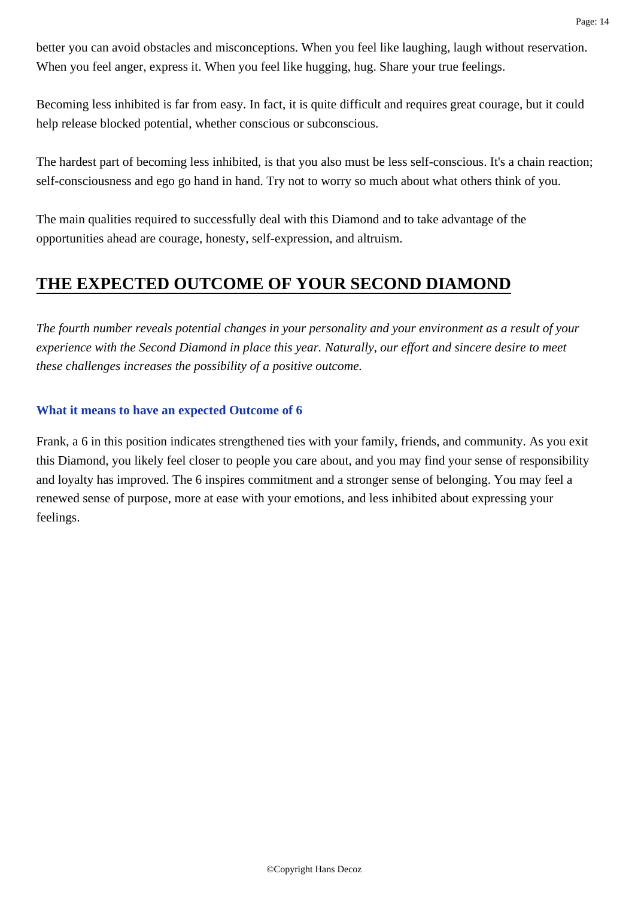better you can avoid obstacles and misconceptions. When you feel like laughing, laugh without reservation. When you feel anger, express it. When you feel like hugging, hug. Share your true feelings.

Becoming less inhibited is far from easy. In fact, it is quite difficult and requires great courage, but it could help release blocked potential, whether conscious or subconscious.

The hardest part of becoming less inhibited, is that you also must be less self-conscious. It's a chain reaction; self-consciousness and ego go hand in hand. Try not to worry so much about what others think of you.

The main qualities required to successfully deal with this Diamond and to take advantage of the opportunities ahead are courage, honesty, self-expression, and altruism.

## THE EXPECTED OUTCOME OF YOUR SECOND DIAMOND

*The fourth number reveals potential changes in your personality and your environment as a result of your experience with the Second Diamond in place this year. Naturally, our effort and sincere desire to meet these challenges increases the possibility of a positive outcome.*

### What it means to have an expected Outcome of 6

Frank, a 6 in this position indicates strengthened ties with your family, friends, and community. As you exit this Diamond, you likely feel closer to people you care about, and you may find your sense of responsibility and loyalty has improved. The 6 inspires commitment and a stronger sense of belonging. You may feel a renewed sense of purpose, more at ease with your emotions, and less inhibited about expressing your feelings.